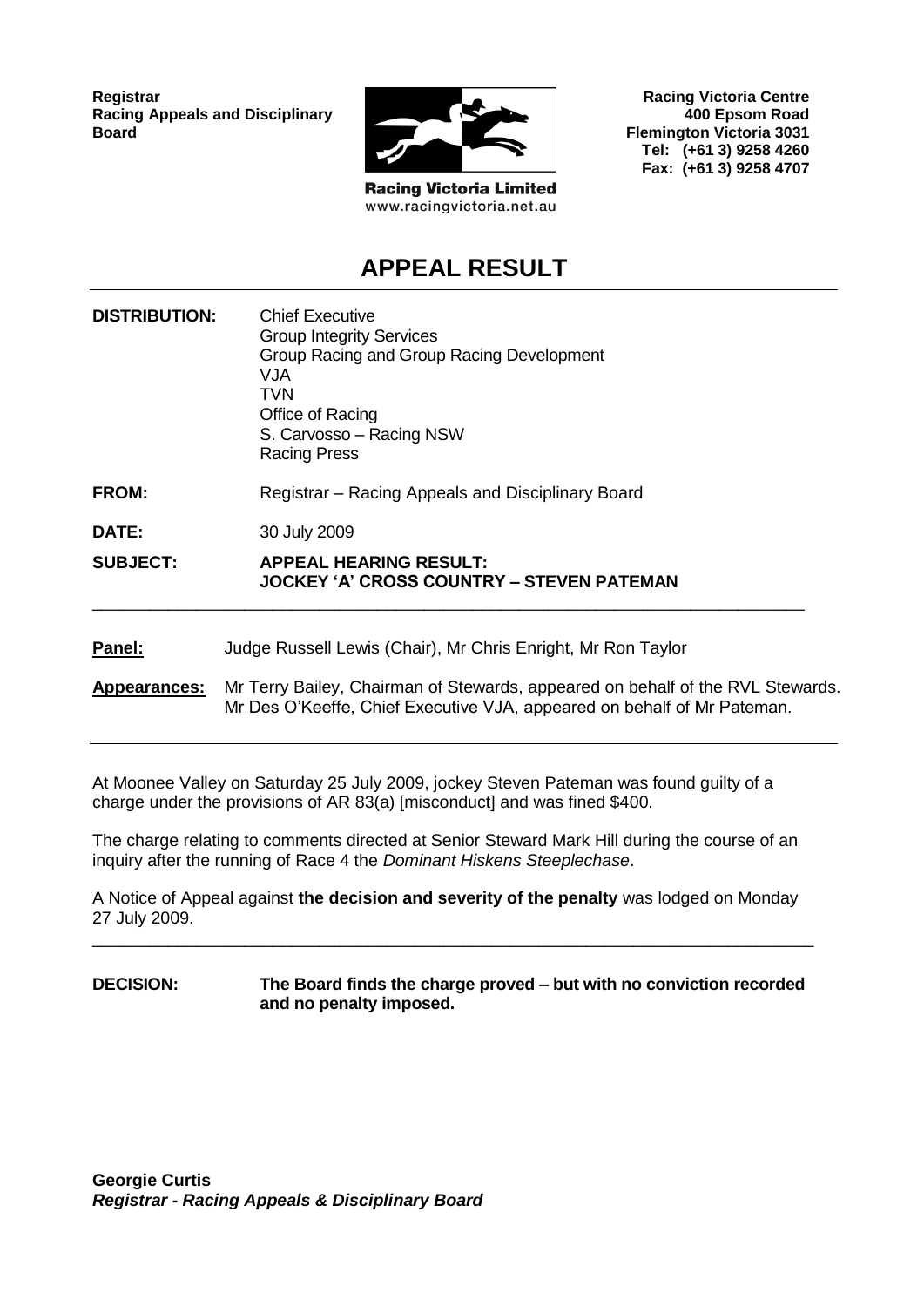**Registrar**
**Racing Appeals and Disciplinary Board**

Racing Victoria Limited
www.racingvictoria.net.au

**Racing Victoria Centre**
**400 Epsom Road**
**Flemington Victoria 3031**
**Tel: (+61 3) 9258 4260**
**Fax: (+61 3) 9258 4707**

# APPEAL RESULT

| | |
|---|---|
| **DISTRIBUTION:** | Chief Executive<br>Group Integrity Services<br>Group Racing and Group Racing Development<br>VJA<br>TVN<br>Office of Racing<br>S. Carvosso – Racing NSW<br>Racing Press |
| **FROM:** | Registrar – Racing Appeals and Disciplinary Board |
| **DATE:** | 30 July 2009 |
| **SUBJECT:** | **APPEAL HEARING RESULT:**<br>**JOCKEY 'A' CROSS COUNTRY – STEVEN PATEMAN** |

---

**Panel:** Judge Russell Lewis (Chair), Mr Chris Enright, Mr Ron Taylor

**Appearances:** Mr Terry Bailey, Chairman of Stewards, appeared on behalf of the RVL Stewards. Mr Des O'Keeffe, Chief Executive VJA, appeared on behalf of Mr Pateman.

---

At Moonee Valley on Saturday 25 July 2009, jockey Steven Pateman was found guilty of a charge under the provisions of AR 83(a) [misconduct] and was fined $400.

The charge relating to comments directed at Senior Steward Mark Hill during the course of an inquiry after the running of Race 4 the *Dominant Hiskens Steeplechase*.

A Notice of Appeal against **the decision and severity of the penalty** was lodged on Monday 27 July 2009.

---

**DECISION:** **The Board finds the charge proved – but with no conviction recorded and no penalty imposed.**

**Georgie Curtis**
***Registrar - Racing Appeals & Disciplinary Board***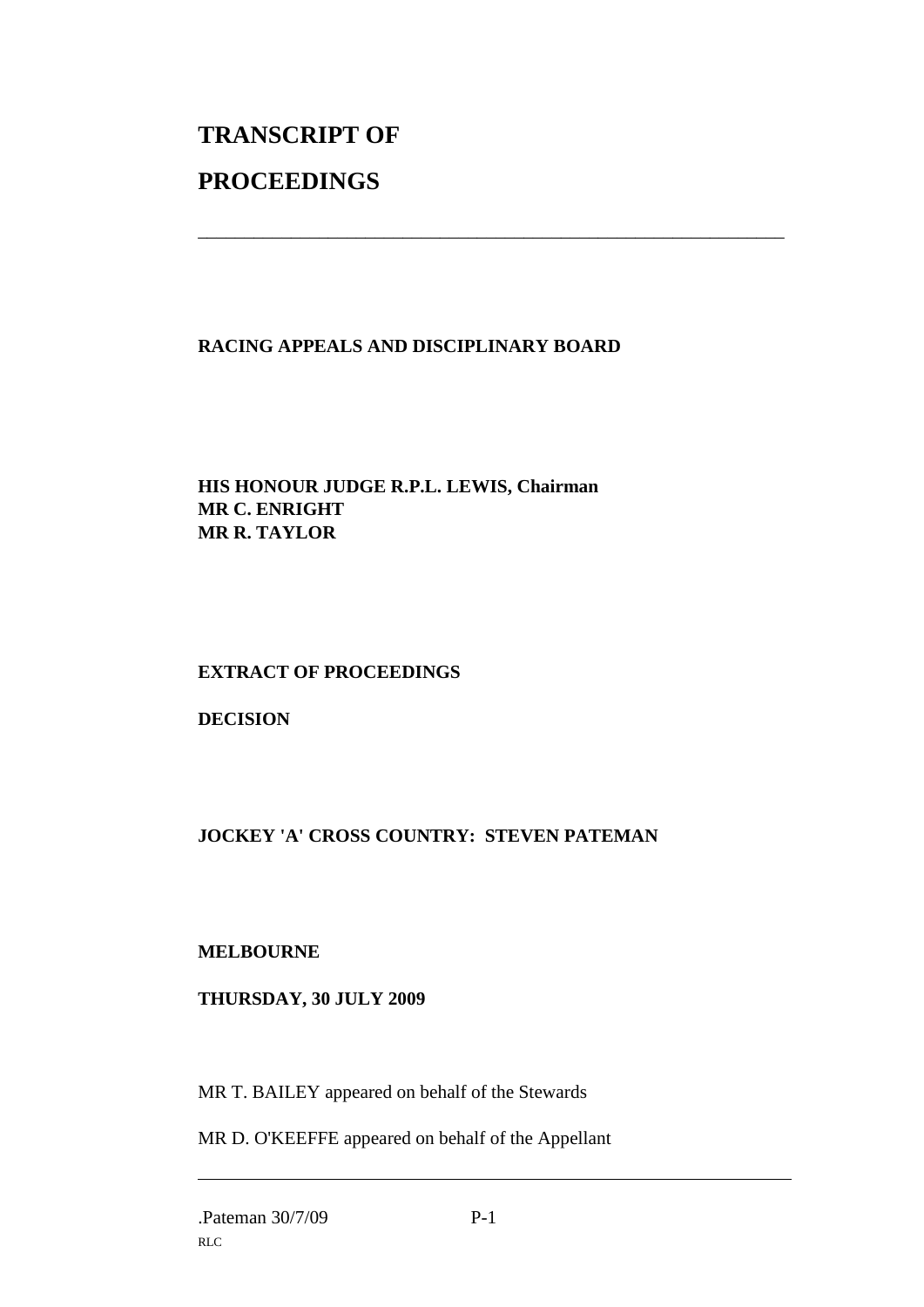# TRANSCRIPT OF PROCEEDINGS

---

**RACING APPEALS AND DISCIPLINARY BOARD**

**HIS HONOUR JUDGE R.P.L. LEWIS, Chairman**
**MR C. ENRIGHT**
**MR R. TAYLOR**

**EXTRACT OF PROCEEDINGS**

**DECISION**

**JOCKEY 'A' CROSS COUNTRY: STEVEN PATEMAN**

**MELBOURNE**

**THURSDAY, 30 JULY 2009**

MR T. BAILEY appeared on behalf of the Stewards

MR D. O'KEEFFE appeared on behalf of the Appellant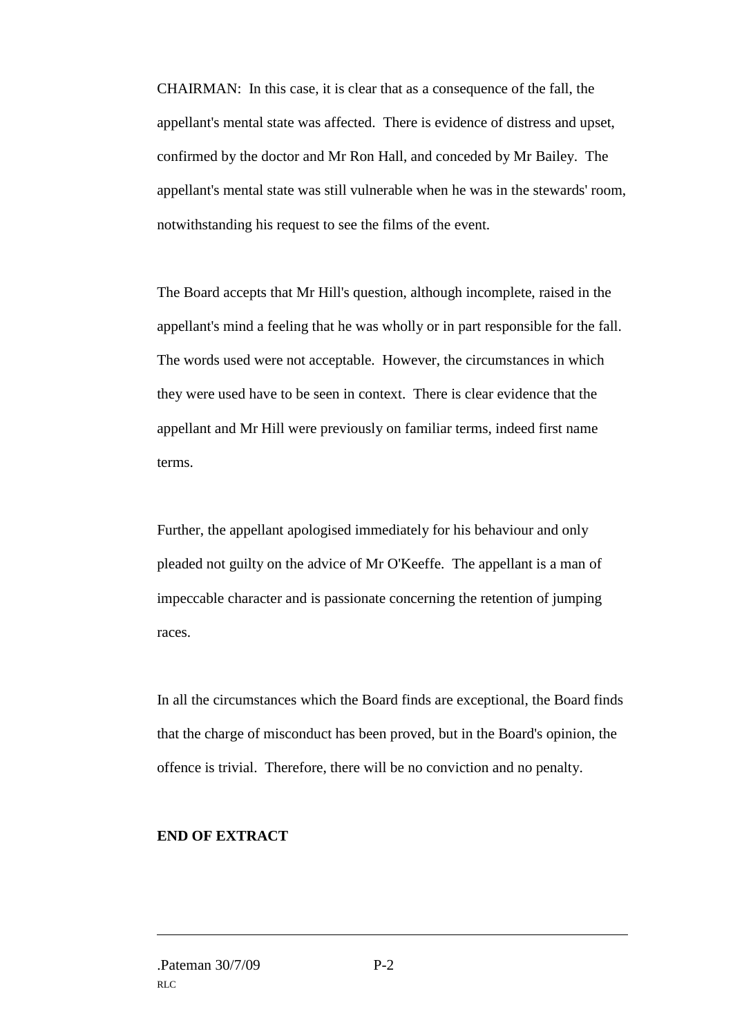CHAIRMAN: In this case, it is clear that as a consequence of the fall, the appellant's mental state was affected. There is evidence of distress and upset, confirmed by the doctor and Mr Ron Hall, and conceded by Mr Bailey. The appellant's mental state was still vulnerable when he was in the stewards' room, notwithstanding his request to see the films of the event.

The Board accepts that Mr Hill's question, although incomplete, raised in the appellant's mind a feeling that he was wholly or in part responsible for the fall. The words used were not acceptable. However, the circumstances in which they were used have to be seen in context. There is clear evidence that the appellant and Mr Hill were previously on familiar terms, indeed first name terms.

Further, the appellant apologised immediately for his behaviour and only pleaded not guilty on the advice of Mr O'Keeffe. The appellant is a man of impeccable character and is passionate concerning the retention of jumping races.

In all the circumstances which the Board finds are exceptional, the Board finds that the charge of misconduct has been proved, but in the Board's opinion, the offence is trivial. Therefore, there will be no conviction and no penalty.

**END OF EXTRACT**